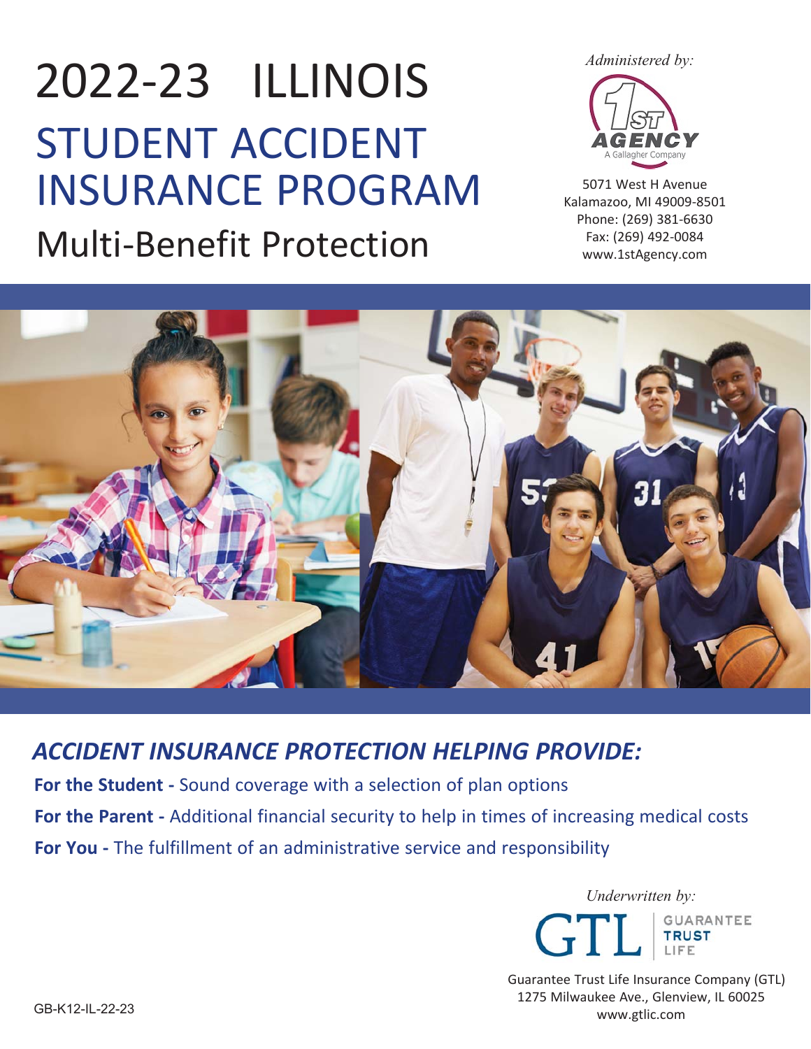# 2022-23 ILLINOIS

# STUDENT ACCIDENT INSURANCE PROGRAM

## Multi-Benefit Protection

*Administered by:*

1ST AGENCY
A Gallagher Company

5071 West H Avenue
Kalamazoo, MI 49009-8501
Phone: (269) 381-6630
Fax: (269) 492-0084
www.1stAgency.com

## *ACCIDENT INSURANCE PROTECTION HELPING PROVIDE:*

**For the Student -** Sound coverage with a selection of plan options

**For the Parent -** Additional financial security to help in times of increasing medical costs

**For You -** The fulfillment of an administrative service and responsibility

*Underwritten by:*

GTL | GUARANTEE TRUST LIFE

Guarantee Trust Life Insurance Company (GTL)
1275 Milwaukee Ave., Glenview, IL 60025
www.gtlic.com

GB-K12-IL-22-23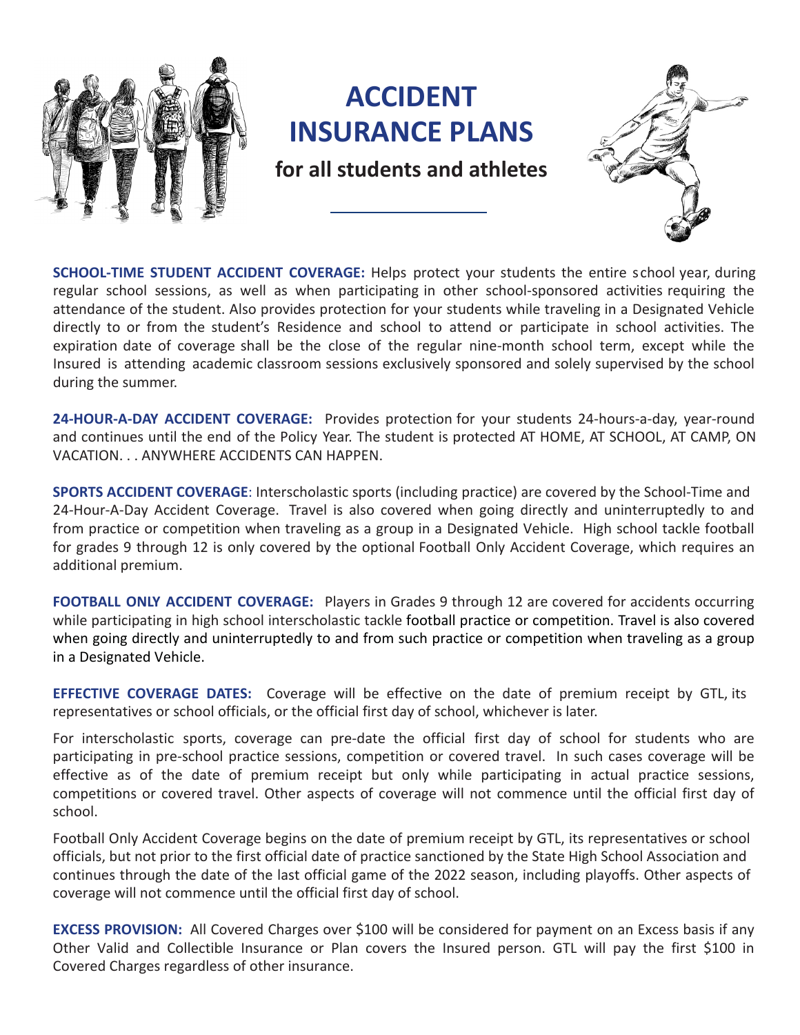# ACCIDENT INSURANCE PLANS

## for all students and athletes

**SCHOOL-TIME STUDENT ACCIDENT COVERAGE:** Helps protect your students the entire school year, during regular school sessions, as well as when participating in other school-sponsored activities requiring the attendance of the student. Also provides protection for your students while traveling in a Designated Vehicle directly to or from the student's Residence and school to attend or participate in school activities. The expiration date of coverage shall be the close of the regular nine-month school term, except while the Insured is attending academic classroom sessions exclusively sponsored and solely supervised by the school during the summer.

**24-HOUR-A-DAY ACCIDENT COVERAGE:** Provides protection for your students 24-hours-a-day, year-round and continues until the end of the Policy Year. The student is protected AT HOME, AT SCHOOL, AT CAMP, ON VACATION. . . ANYWHERE ACCIDENTS CAN HAPPEN.

**SPORTS ACCIDENT COVERAGE**: Interscholastic sports (including practice) are covered by the School-Time and 24-Hour-A-Day Accident Coverage. Travel is also covered when going directly and uninterruptedly to and from practice or competition when traveling as a group in a Designated Vehicle. High school tackle football for grades 9 through 12 is only covered by the optional Football Only Accident Coverage, which requires an additional premium.

**FOOTBALL ONLY ACCIDENT COVERAGE:** Players in Grades 9 through 12 are covered for accidents occurring while participating in high school interscholastic tackle football practice or competition. Travel is also covered when going directly and uninterruptedly to and from such practice or competition when traveling as a group in a Designated Vehicle.

**EFFECTIVE COVERAGE DATES:** Coverage will be effective on the date of premium receipt by GTL, its representatives or school officials, or the official first day of school, whichever is later.

For interscholastic sports, coverage can pre-date the official first day of school for students who are participating in pre-school practice sessions, competition or covered travel. In such cases coverage will be effective as of the date of premium receipt but only while participating in actual practice sessions, competitions or covered travel. Other aspects of coverage will not commence until the official first day of school.

Football Only Accident Coverage begins on the date of premium receipt by GTL, its representatives or school officials, but not prior to the first official date of practice sanctioned by the State High School Association and continues through the date of the last official game of the 2022 season, including playoffs. Other aspects of coverage will not commence until the official first day of school.

**EXCESS PROVISION:** All Covered Charges over $100 will be considered for payment on an Excess basis if any Other Valid and Collectible Insurance or Plan covers the Insured person. GTL will pay the first $100 in Covered Charges regardless of other insurance.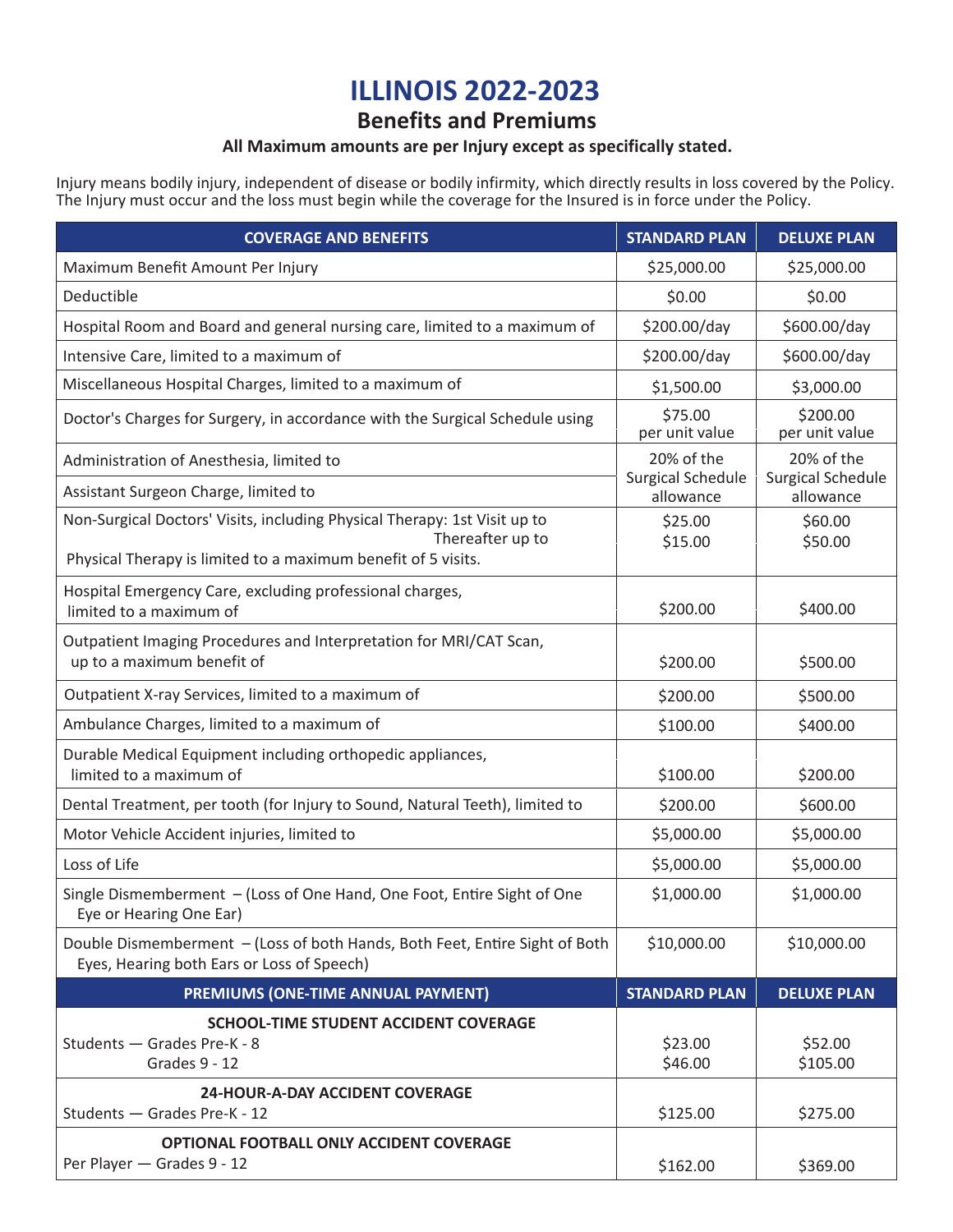# ILLINOIS 2022-2023

## Benefits and Premiums

**All Maximum amounts are per Injury except as specifically stated.**

Injury means bodily injury, independent of disease or bodily infirmity, which directly results in loss covered by the Policy. The Injury must occur and the loss must begin while the coverage for the Insured is in force under the Policy.

| COVERAGE AND BENEFITS | STANDARD PLAN | DELUXE PLAN |
|---|---|---|
| Maximum Benefit Amount Per Injury | $25,000.00 | $25,000.00 |
| Deductible | $0.00 | $0.00 |
| Hospital Room and Board and general nursing care, limited to a maximum of | $200.00/day | $600.00/day |
| Intensive Care, limited to a maximum of | $200.00/day | $600.00/day |
| Miscellaneous Hospital Charges, limited to a maximum of | $1,500.00 | $3,000.00 |
| Doctor's Charges for Surgery, in accordance with the Surgical Schedule using | $75.00 per unit value | $200.00 per unit value |
| Administration of Anesthesia, limited to | 20% of the Surgical Schedule allowance | 20% of the Surgical Schedule allowance |
| Assistant Surgeon Charge, limited to | | |
| Non-Surgical Doctors' Visits, including Physical Therapy: 1st Visit up to<br>Thereafter up to<br>Physical Therapy is limited to a maximum benefit of 5 visits. | $25.00<br>$15.00 | $60.00<br>$50.00 |
| Hospital Emergency Care, excluding professional charges, limited to a maximum of | $200.00 | $400.00 |
| Outpatient Imaging Procedures and Interpretation for MRI/CAT Scan, up to a maximum benefit of | $200.00 | $500.00 |
| Outpatient X-ray Services, limited to a maximum of | $200.00 | $500.00 |
| Ambulance Charges, limited to a maximum of | $100.00 | $400.00 |
| Durable Medical Equipment including orthopedic appliances, limited to a maximum of | $100.00 | $200.00 |
| Dental Treatment, per tooth (for Injury to Sound, Natural Teeth), limited to | $200.00 | $600.00 |
| Motor Vehicle Accident injuries, limited to | $5,000.00 | $5,000.00 |
| Loss of Life | $5,000.00 | $5,000.00 |
| Single Dismemberment – (Loss of One Hand, One Foot, Entire Sight of One Eye or Hearing One Ear) | $1,000.00 | $1,000.00 |
| Double Dismemberment – (Loss of both Hands, Both Feet, Entire Sight of Both Eyes, Hearing both Ears or Loss of Speech) | $10,000.00 | $10,000.00 |
| **PREMIUMS (ONE-TIME ANNUAL PAYMENT)** | **STANDARD PLAN** | **DELUXE PLAN** |
| **SCHOOL-TIME STUDENT ACCIDENT COVERAGE**<br>Students — Grades Pre-K - 8<br>Grades 9 - 12 | <br>$23.00<br>$46.00 | <br>$52.00<br>$105.00 |
| **24-HOUR-A-DAY ACCIDENT COVERAGE**<br>Students — Grades Pre-K - 12 | $125.00 | $275.00 |
| **OPTIONAL FOOTBALL ONLY ACCIDENT COVERAGE**<br>Per Player — Grades 9 - 12 | $162.00 | $369.00 |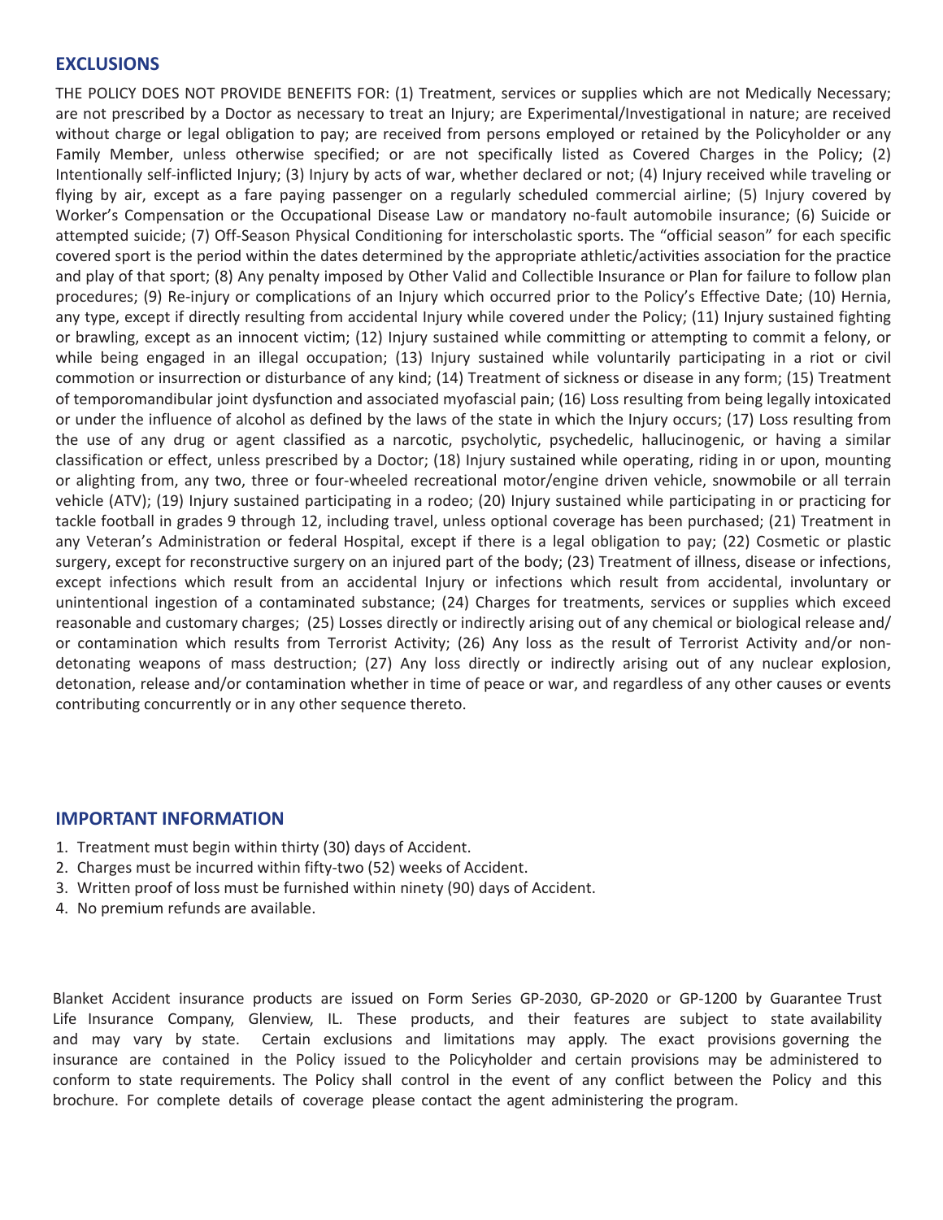## EXCLUSIONS

THE POLICY DOES NOT PROVIDE BENEFITS FOR: (1) Treatment, services or supplies which are not Medically Necessary; are not prescribed by a Doctor as necessary to treat an Injury; are Experimental/Investigational in nature; are received without charge or legal obligation to pay; are received from persons employed or retained by the Policyholder or any Family Member, unless otherwise specified; or are not specifically listed as Covered Charges in the Policy; (2) Intentionally self-inflicted Injury; (3) Injury by acts of war, whether declared or not; (4) Injury received while traveling or flying by air, except as a fare paying passenger on a regularly scheduled commercial airline; (5) Injury covered by Worker's Compensation or the Occupational Disease Law or mandatory no-fault automobile insurance; (6) Suicide or attempted suicide; (7) Off-Season Physical Conditioning for interscholastic sports. The "official season" for each specific covered sport is the period within the dates determined by the appropriate athletic/activities association for the practice and play of that sport; (8) Any penalty imposed by Other Valid and Collectible Insurance or Plan for failure to follow plan procedures; (9) Re-injury or complications of an Injury which occurred prior to the Policy's Effective Date; (10) Hernia, any type, except if directly resulting from accidental Injury while covered under the Policy; (11) Injury sustained fighting or brawling, except as an innocent victim; (12) Injury sustained while committing or attempting to commit a felony, or while being engaged in an illegal occupation; (13) Injury sustained while voluntarily participating in a riot or civil commotion or insurrection or disturbance of any kind; (14) Treatment of sickness or disease in any form; (15) Treatment of temporomandibular joint dysfunction and associated myofascial pain; (16) Loss resulting from being legally intoxicated or under the influence of alcohol as defined by the laws of the state in which the Injury occurs; (17) Loss resulting from the use of any drug or agent classified as a narcotic, psycholytic, psychedelic, hallucinogenic, or having a similar classification or effect, unless prescribed by a Doctor; (18) Injury sustained while operating, riding in or upon, mounting or alighting from, any two, three or four-wheeled recreational motor/engine driven vehicle, snowmobile or all terrain vehicle (ATV); (19) Injury sustained participating in a rodeo; (20) Injury sustained while participating in or practicing for tackle football in grades 9 through 12, including travel, unless optional coverage has been purchased; (21) Treatment in any Veteran's Administration or federal Hospital, except if there is a legal obligation to pay; (22) Cosmetic or plastic surgery, except for reconstructive surgery on an injured part of the body; (23) Treatment of illness, disease or infections, except infections which result from an accidental Injury or infections which result from accidental, involuntary or unintentional ingestion of a contaminated substance; (24) Charges for treatments, services or supplies which exceed reasonable and customary charges; (25) Losses directly or indirectly arising out of any chemical or biological release and/or contamination which results from Terrorist Activity; (26) Any loss as the result of Terrorist Activity and/or non-detonating weapons of mass destruction; (27) Any loss directly or indirectly arising out of any nuclear explosion, detonation, release and/or contamination whether in time of peace or war, and regardless of any other causes or events contributing concurrently or in any other sequence thereto.

## IMPORTANT INFORMATION

1. Treatment must begin within thirty (30) days of Accident.
2. Charges must be incurred within fifty-two (52) weeks of Accident.
3. Written proof of loss must be furnished within ninety (90) days of Accident.
4. No premium refunds are available.

Blanket Accident insurance products are issued on Form Series GP-2030, GP-2020 or GP-1200 by Guarantee Trust Life Insurance Company, Glenview, IL. These products, and their features are subject to state availability and may vary by state. Certain exclusions and limitations may apply. The exact provisions governing the insurance are contained in the Policy issued to the Policyholder and certain provisions may be administered to conform to state requirements. The Policy shall control in the event of any conflict between the Policy and this brochure. For complete details of coverage please contact the agent administering the program.